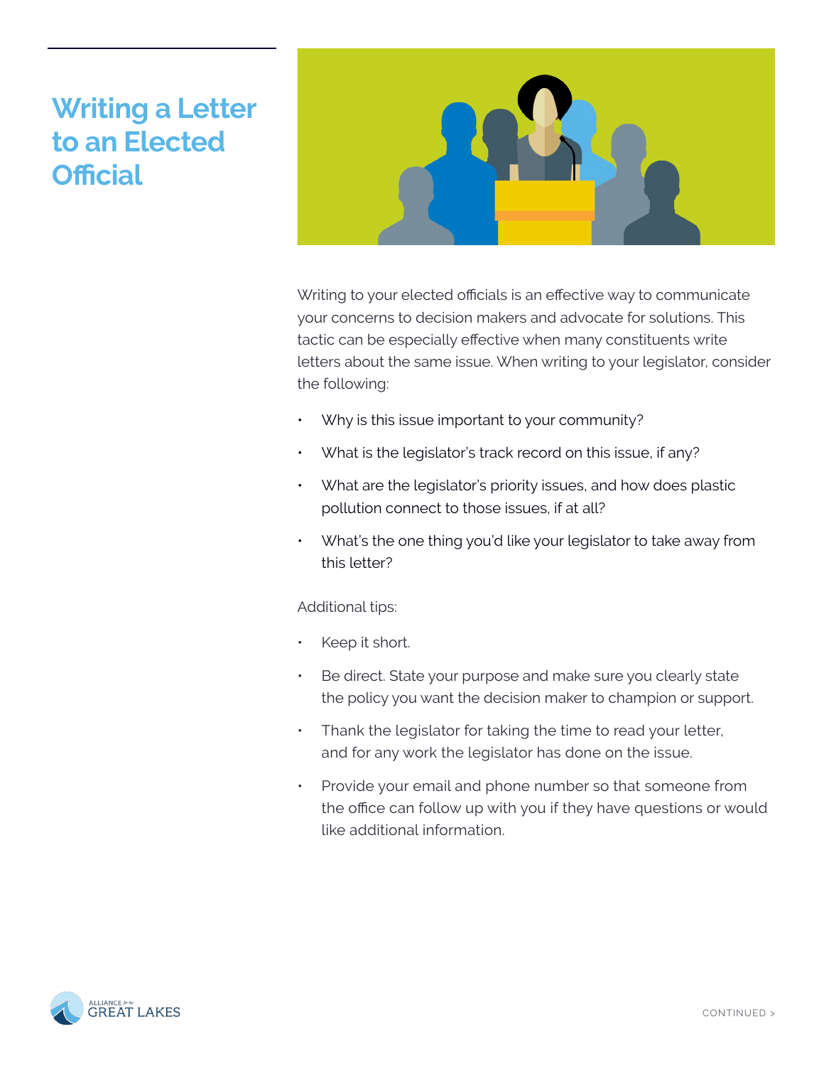# Writing a Letter to an Elected Official

Writing to your elected officials is an effective way to communicate your concerns to decision makers and advocate for solutions. This tactic can be especially effective when many constituents write letters about the same issue. When writing to your legislator, consider the following:

- Why is this issue important to your community?
- What is the legislator's track record on this issue, if any?
- What are the legislator's priority issues, and how does plastic pollution connect to those issues, if at all?
- What's the one thing you'd like your legislator to take away from this letter?

Additional tips:

- Keep it short.
- Be direct. State your purpose and make sure you clearly state the policy you want the decision maker to champion or support.
- Thank the legislator for taking the time to read your letter, and for any work the legislator has done on the issue.
- Provide your email and phone number so that someone from the office can follow up with you if they have questions or would like additional information.

CONTINUED >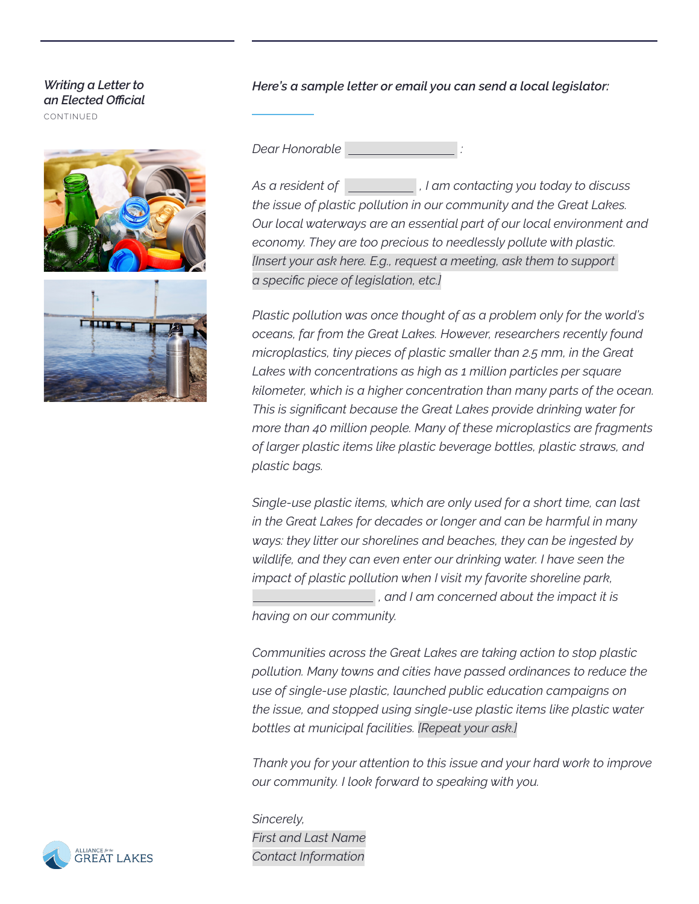*Writing a Letter to an Elected Official*

CONTINUED

***Here's a sample letter or email you can send a local legislator:***

*Dear Honorable ________________ :*

*As a resident of __________ , I am contacting you today to discuss the issue of plastic pollution in our community and the Great Lakes. Our local waterways are an essential part of our local environment and economy. They are too precious to needlessly pollute with plastic. [Insert your ask here. E.g., request a meeting, ask them to support a specific piece of legislation, etc.]*

*Plastic pollution was once thought of as a problem only for the world's oceans, far from the Great Lakes. However, researchers recently found microplastics, tiny pieces of plastic smaller than 2.5 mm, in the Great Lakes with concentrations as high as 1 million particles per square kilometer, which is a higher concentration than many parts of the ocean. This is significant because the Great Lakes provide drinking water for more than 40 million people. Many of these microplastics are fragments of larger plastic items like plastic beverage bottles, plastic straws, and plastic bags.*

*Single-use plastic items, which are only used for a short time, can last in the Great Lakes for decades or longer and can be harmful in many ways: they litter our shorelines and beaches, they can be ingested by wildlife, and they can even enter our drinking water. I have seen the impact of plastic pollution when I visit my favorite shoreline park, __________________ , and I am concerned about the impact it is having on our community.*

*Communities across the Great Lakes are taking action to stop plastic pollution. Many towns and cities have passed ordinances to reduce the use of single-use plastic, launched public education campaigns on the issue, and stopped using single-use plastic items like plastic water bottles at municipal facilities. [Repeat your ask.]*

*Thank you for your attention to this issue and your hard work to improve our community. I look forward to speaking with you.*

*Sincerely,*
*First and Last Name*
*Contact Information*

ALLIANCE *for the* GREAT LAKES